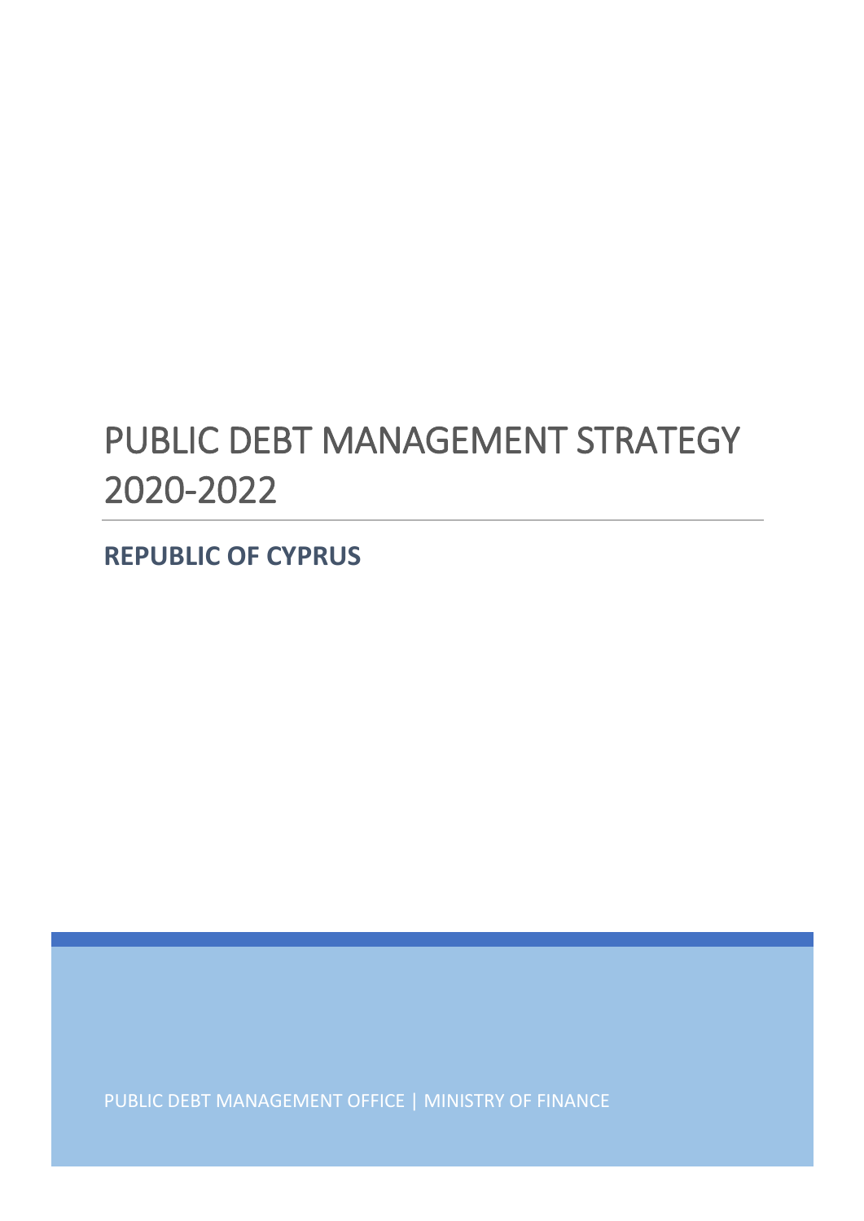# PUBLIC DEBT MANAGEMENT STRATEGY 2020-2022

## REPUBLIC OF CYPRUS

PUBLIC DEBT MANAGEMENT OFFICE | MINISTRY OF FINANCE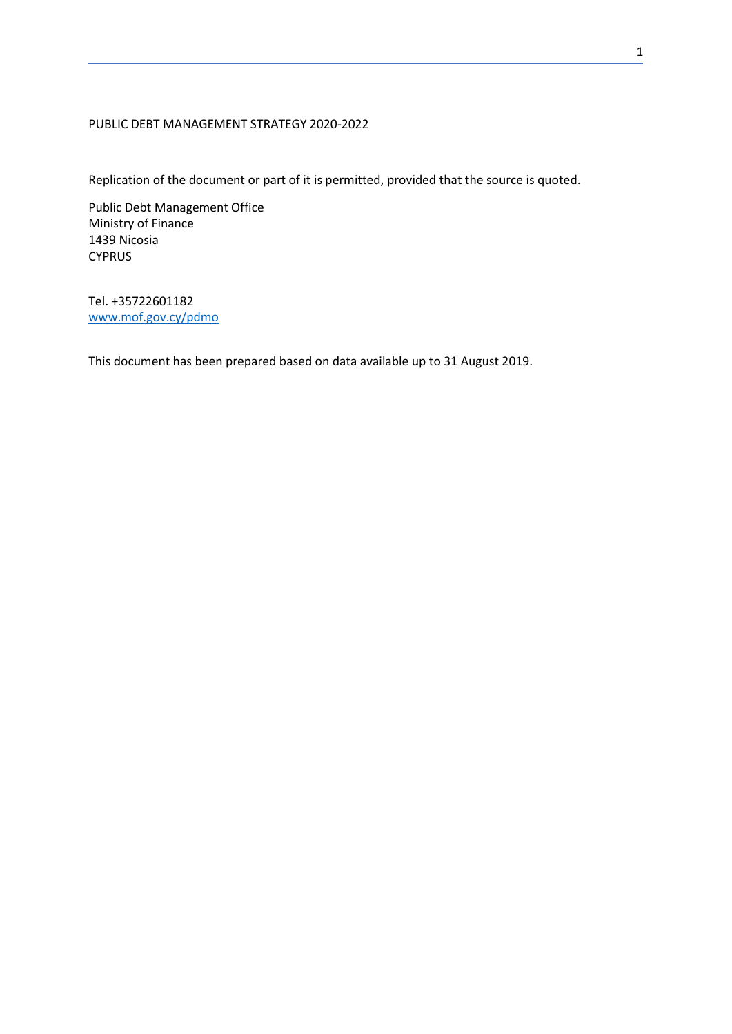PUBLIC DEBT MANAGEMENT STRATEGY 2020-2022

Replication of the document or part of it is permitted, provided that the source is quoted.

Public Debt Management Office
Ministry of Finance
1439 Nicosia
CYPRUS

Tel. +35722601182
www.mof.gov.cy/pdmo

This document has been prepared based on data available up to 31 August 2019.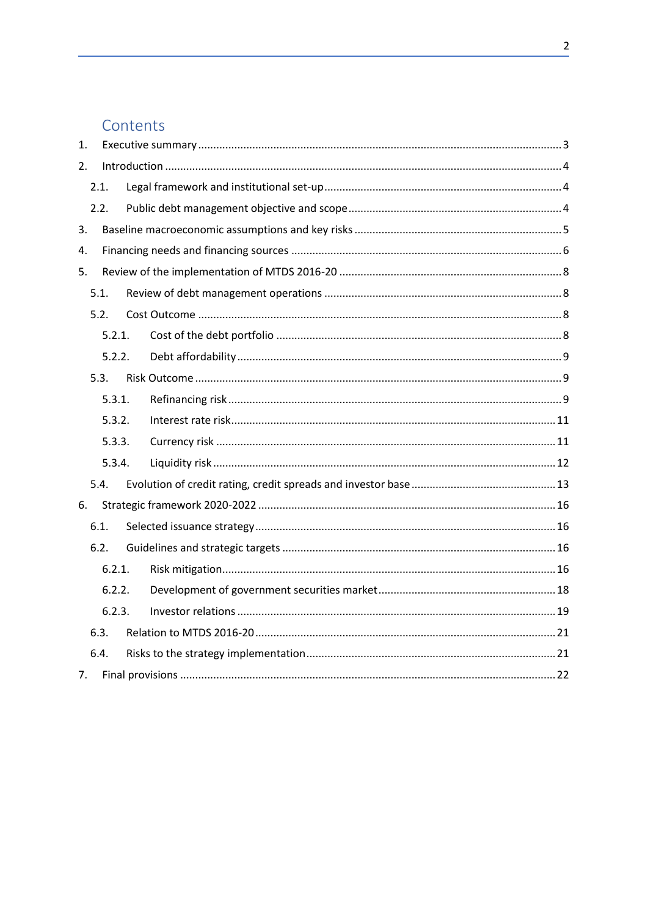## Contents

1. Executive summary ... 3
2. Introduction ... 4
   - 2.1. Legal framework and institutional set-up ... 4
   - 2.2. Public debt management objective and scope ... 4
3. Baseline macroeconomic assumptions and key risks ... 5
4. Financing needs and financing sources ... 6
5. Review of the implementation of MTDS 2016-20 ... 8
   - 5.1. Review of debt management operations ... 8
   - 5.2. Cost Outcome ... 8
     - 5.2.1. Cost of the debt portfolio ... 8
     - 5.2.2. Debt affordability ... 9
   - 5.3. Risk Outcome ... 9
     - 5.3.1. Refinancing risk ... 9
     - 5.3.2. Interest rate risk ... 11
     - 5.3.3. Currency risk ... 11
     - 5.3.4. Liquidity risk ... 12
   - 5.4. Evolution of credit rating, credit spreads and investor base ... 13
6. Strategic framework 2020-2022 ... 16
   - 6.1. Selected issuance strategy ... 16
   - 6.2. Guidelines and strategic targets ... 16
     - 6.2.1. Risk mitigation ... 16
     - 6.2.2. Development of government securities market ... 18
     - 6.2.3. Investor relations ... 19
   - 6.3. Relation to MTDS 2016-20 ... 21
   - 6.4. Risks to the strategy implementation ... 21
7. Final provisions ... 22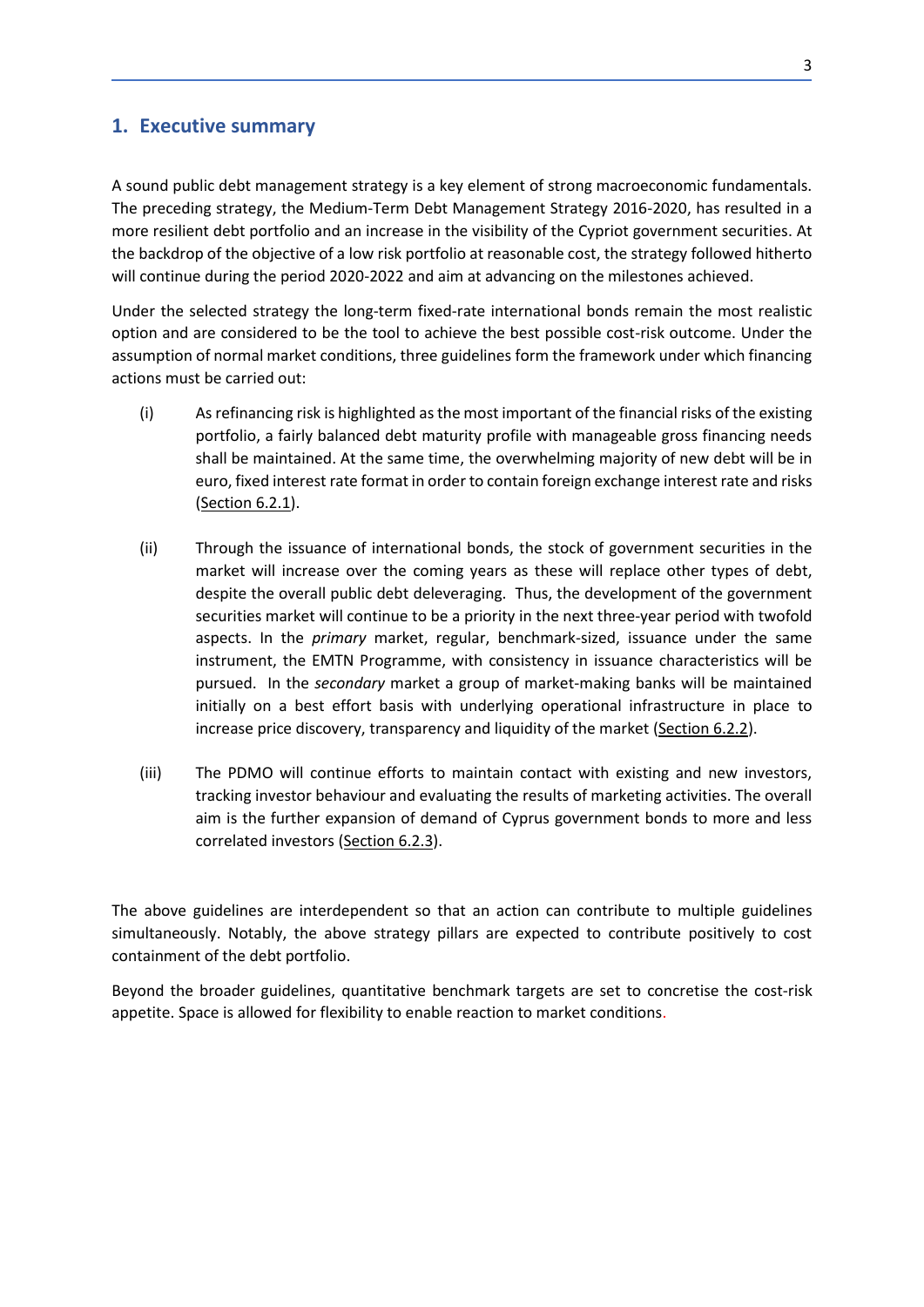## 1. Executive summary

A sound public debt management strategy is a key element of strong macroeconomic fundamentals. The preceding strategy, the Medium-Term Debt Management Strategy 2016-2020, has resulted in a more resilient debt portfolio and an increase in the visibility of the Cypriot government securities. At the backdrop of the objective of a low risk portfolio at reasonable cost, the strategy followed hitherto will continue during the period 2020-2022 and aim at advancing on the milestones achieved.

Under the selected strategy the long-term fixed-rate international bonds remain the most realistic option and are considered to be the tool to achieve the best possible cost-risk outcome. Under the assumption of normal market conditions, three guidelines form the framework under which financing actions must be carried out:

(i) As refinancing risk is highlighted as the most important of the financial risks of the existing portfolio, a fairly balanced debt maturity profile with manageable gross financing needs shall be maintained. At the same time, the overwhelming majority of new debt will be in euro, fixed interest rate format in order to contain foreign exchange interest rate and risks (Section 6.2.1).

(ii) Through the issuance of international bonds, the stock of government securities in the market will increase over the coming years as these will replace other types of debt, despite the overall public debt deleveraging. Thus, the development of the government securities market will continue to be a priority in the next three-year period with twofold aspects. In the *primary* market, regular, benchmark-sized, issuance under the same instrument, the EMTN Programme, with consistency in issuance characteristics will be pursued. In the *secondary* market a group of market-making banks will be maintained initially on a best effort basis with underlying operational infrastructure in place to increase price discovery, transparency and liquidity of the market (Section 6.2.2).

(iii) The PDMO will continue efforts to maintain contact with existing and new investors, tracking investor behaviour and evaluating the results of marketing activities. The overall aim is the further expansion of demand of Cyprus government bonds to more and less correlated investors (Section 6.2.3).

The above guidelines are interdependent so that an action can contribute to multiple guidelines simultaneously. Notably, the above strategy pillars are expected to contribute positively to cost containment of the debt portfolio.

Beyond the broader guidelines, quantitative benchmark targets are set to concretise the cost-risk appetite. Space is allowed for flexibility to enable reaction to market conditions.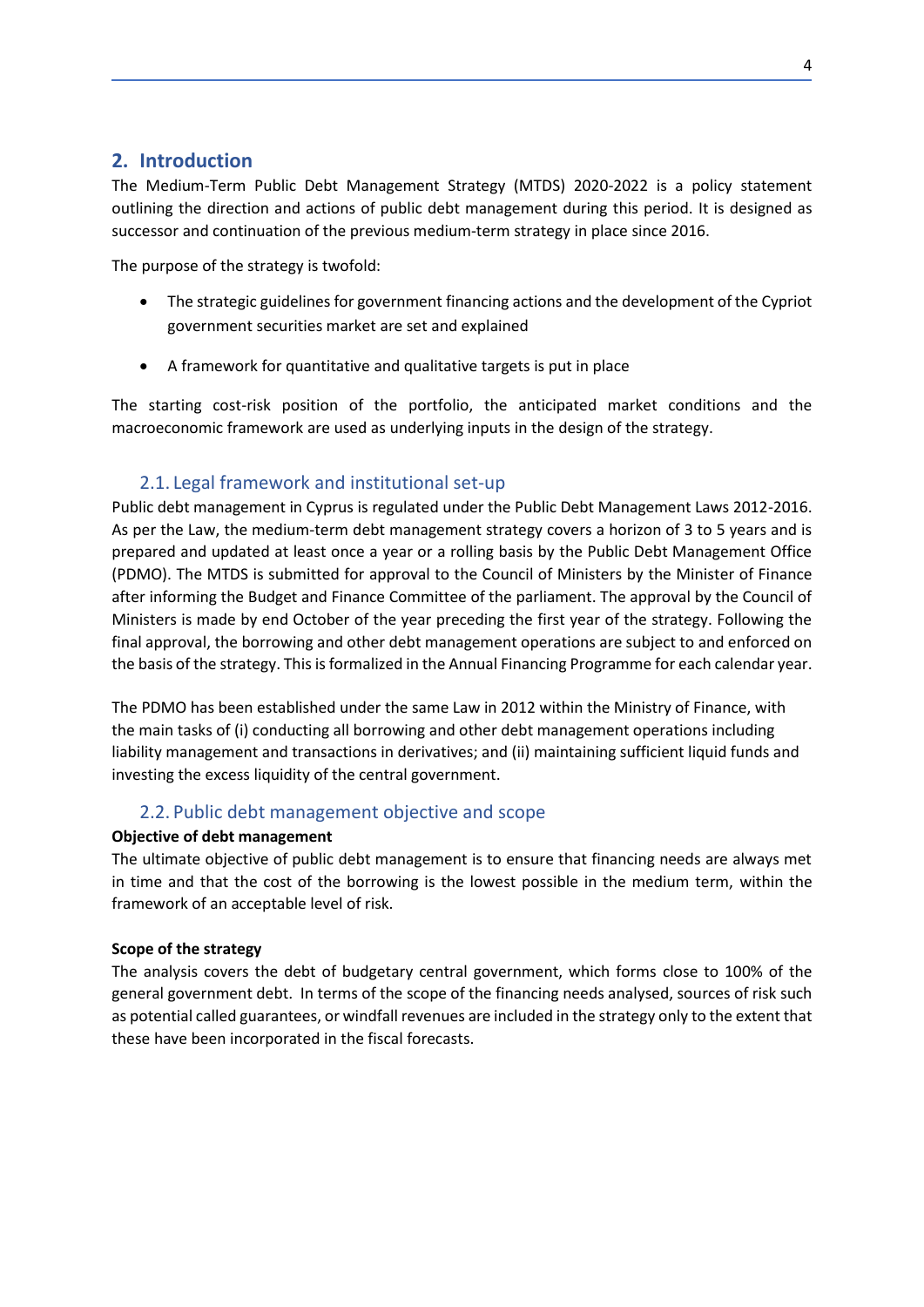## 2. Introduction

The Medium-Term Public Debt Management Strategy (MTDS) 2020-2022 is a policy statement outlining the direction and actions of public debt management during this period. It is designed as successor and continuation of the previous medium-term strategy in place since 2016.

The purpose of the strategy is twofold:

- The strategic guidelines for government financing actions and the development of the Cypriot government securities market are set and explained
- A framework for quantitative and qualitative targets is put in place

The starting cost-risk position of the portfolio, the anticipated market conditions and the macroeconomic framework are used as underlying inputs in the design of the strategy.

### 2.1. Legal framework and institutional set-up

Public debt management in Cyprus is regulated under the Public Debt Management Laws 2012-2016. As per the Law, the medium-term debt management strategy covers a horizon of 3 to 5 years and is prepared and updated at least once a year or a rolling basis by the Public Debt Management Office (PDMO). The MTDS is submitted for approval to the Council of Ministers by the Minister of Finance after informing the Budget and Finance Committee of the parliament. The approval by the Council of Ministers is made by end October of the year preceding the first year of the strategy. Following the final approval, the borrowing and other debt management operations are subject to and enforced on the basis of the strategy. This is formalized in the Annual Financing Programme for each calendar year.

The PDMO has been established under the same Law in 2012 within the Ministry of Finance, with the main tasks of (i) conducting all borrowing and other debt management operations including liability management and transactions in derivatives; and (ii) maintaining sufficient liquid funds and investing the excess liquidity of the central government.

### 2.2. Public debt management objective and scope

**Objective of debt management**

The ultimate objective of public debt management is to ensure that financing needs are always met in time and that the cost of the borrowing is the lowest possible in the medium term, within the framework of an acceptable level of risk.

**Scope of the strategy**

The analysis covers the debt of budgetary central government, which forms close to 100% of the general government debt. In terms of the scope of the financing needs analysed, sources of risk such as potential called guarantees, or windfall revenues are included in the strategy only to the extent that these have been incorporated in the fiscal forecasts.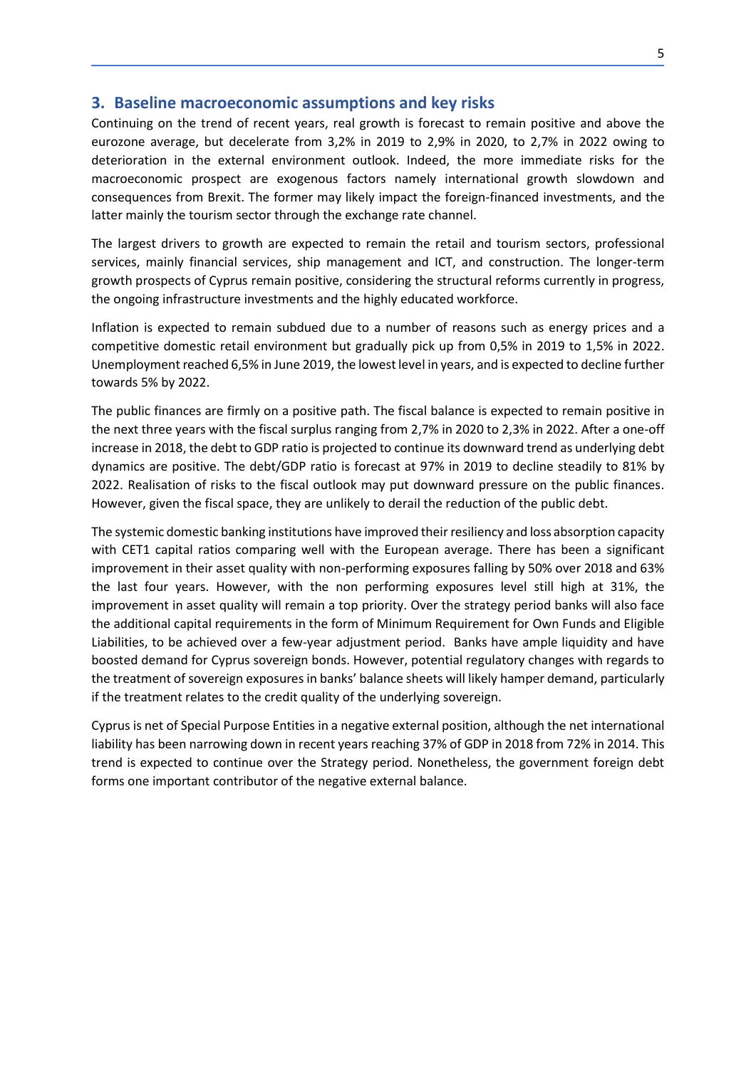## 3. Baseline macroeconomic assumptions and key risks

Continuing on the trend of recent years, real growth is forecast to remain positive and above the eurozone average, but decelerate from 3,2% in 2019 to 2,9% in 2020, to 2,7% in 2022 owing to deterioration in the external environment outlook. Indeed, the more immediate risks for the macroeconomic prospect are exogenous factors namely international growth slowdown and consequences from Brexit. The former may likely impact the foreign-financed investments, and the latter mainly the tourism sector through the exchange rate channel.

The largest drivers to growth are expected to remain the retail and tourism sectors, professional services, mainly financial services, ship management and ICT, and construction. The longer-term growth prospects of Cyprus remain positive, considering the structural reforms currently in progress, the ongoing infrastructure investments and the highly educated workforce.

Inflation is expected to remain subdued due to a number of reasons such as energy prices and a competitive domestic retail environment but gradually pick up from 0,5% in 2019 to 1,5% in 2022. Unemployment reached 6,5% in June 2019, the lowest level in years, and is expected to decline further towards 5% by 2022.

The public finances are firmly on a positive path. The fiscal balance is expected to remain positive in the next three years with the fiscal surplus ranging from 2,7% in 2020 to 2,3% in 2022. After a one-off increase in 2018, the debt to GDP ratio is projected to continue its downward trend as underlying debt dynamics are positive. The debt/GDP ratio is forecast at 97% in 2019 to decline steadily to 81% by 2022. Realisation of risks to the fiscal outlook may put downward pressure on the public finances. However, given the fiscal space, they are unlikely to derail the reduction of the public debt.

The systemic domestic banking institutions have improved their resiliency and loss absorption capacity with CET1 capital ratios comparing well with the European average. There has been a significant improvement in their asset quality with non-performing exposures falling by 50% over 2018 and 63% the last four years. However, with the non performing exposures level still high at 31%, the improvement in asset quality will remain a top priority. Over the strategy period banks will also face the additional capital requirements in the form of Minimum Requirement for Own Funds and Eligible Liabilities, to be achieved over a few-year adjustment period. Banks have ample liquidity and have boosted demand for Cyprus sovereign bonds. However, potential regulatory changes with regards to the treatment of sovereign exposures in banks' balance sheets will likely hamper demand, particularly if the treatment relates to the credit quality of the underlying sovereign.

Cyprus is net of Special Purpose Entities in a negative external position, although the net international liability has been narrowing down in recent years reaching 37% of GDP in 2018 from 72% in 2014. This trend is expected to continue over the Strategy period. Nonetheless, the government foreign debt forms one important contributor of the negative external balance.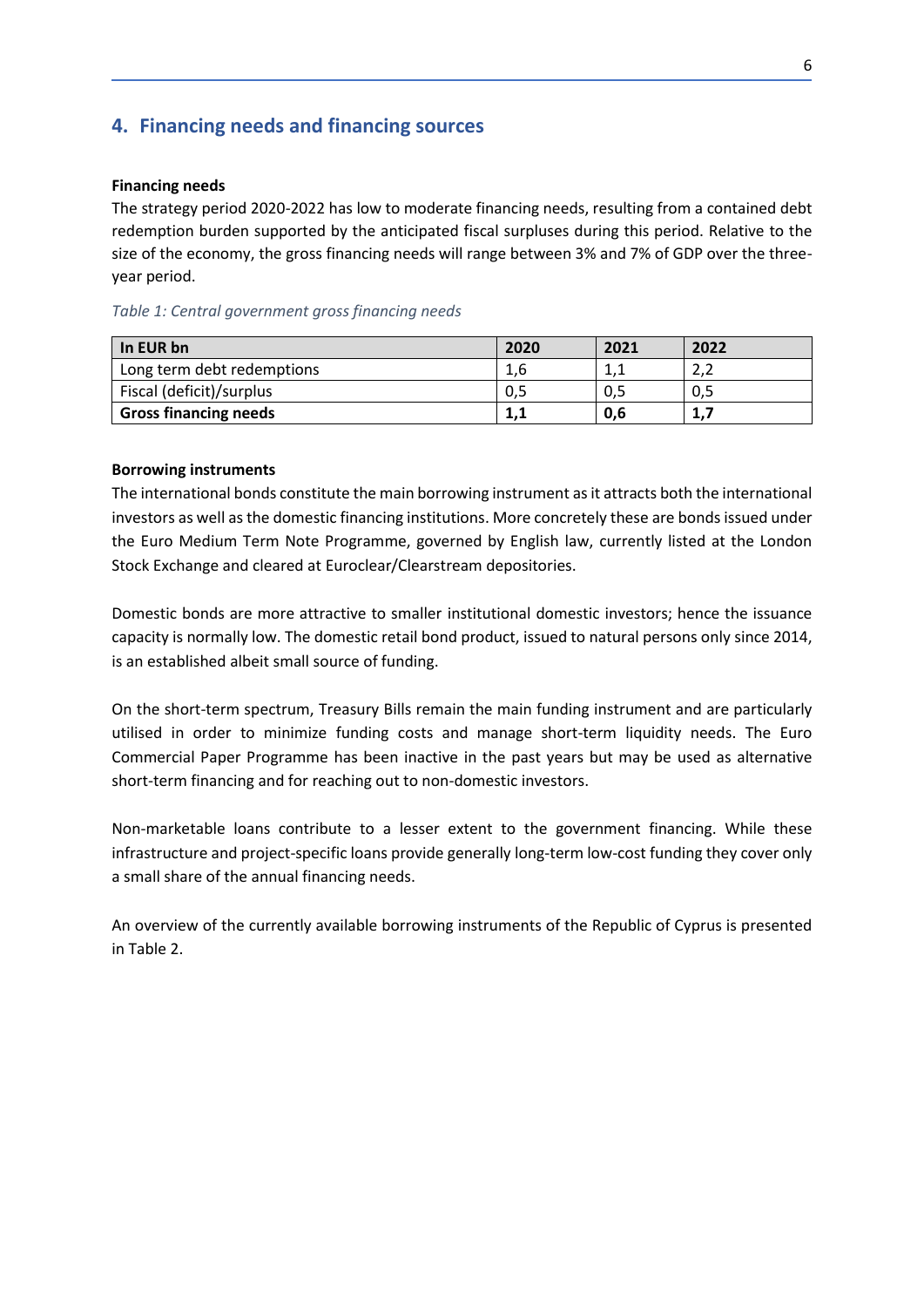## 4. Financing needs and financing sources

**Financing needs**

The strategy period 2020-2022 has low to moderate financing needs, resulting from a contained debt redemption burden supported by the anticipated fiscal surpluses during this period. Relative to the size of the economy, the gross financing needs will range between 3% and 7% of GDP over the three-year period.

*Table 1: Central government gross financing needs*

| In EUR bn | 2020 | 2021 | 2022 |
|---|---|---|---|
| Long term debt redemptions | 1,6 | 1,1 | 2,2 |
| Fiscal (deficit)/surplus | 0,5 | 0,5 | 0,5 |
| **Gross financing needs** | **1,1** | **0,6** | **1,7** |

**Borrowing instruments**

The international bonds constitute the main borrowing instrument as it attracts both the international investors as well as the domestic financing institutions. More concretely these are bonds issued under the Euro Medium Term Note Programme, governed by English law, currently listed at the London Stock Exchange and cleared at Euroclear/Clearstream depositories.

Domestic bonds are more attractive to smaller institutional domestic investors; hence the issuance capacity is normally low. The domestic retail bond product, issued to natural persons only since 2014, is an established albeit small source of funding.

On the short-term spectrum, Treasury Bills remain the main funding instrument and are particularly utilised in order to minimize funding costs and manage short-term liquidity needs. The Euro Commercial Paper Programme has been inactive in the past years but may be used as alternative short-term financing and for reaching out to non-domestic investors.

Non-marketable loans contribute to a lesser extent to the government financing. While these infrastructure and project-specific loans provide generally long-term low-cost funding they cover only a small share of the annual financing needs.

An overview of the currently available borrowing instruments of the Republic of Cyprus is presented in Table 2.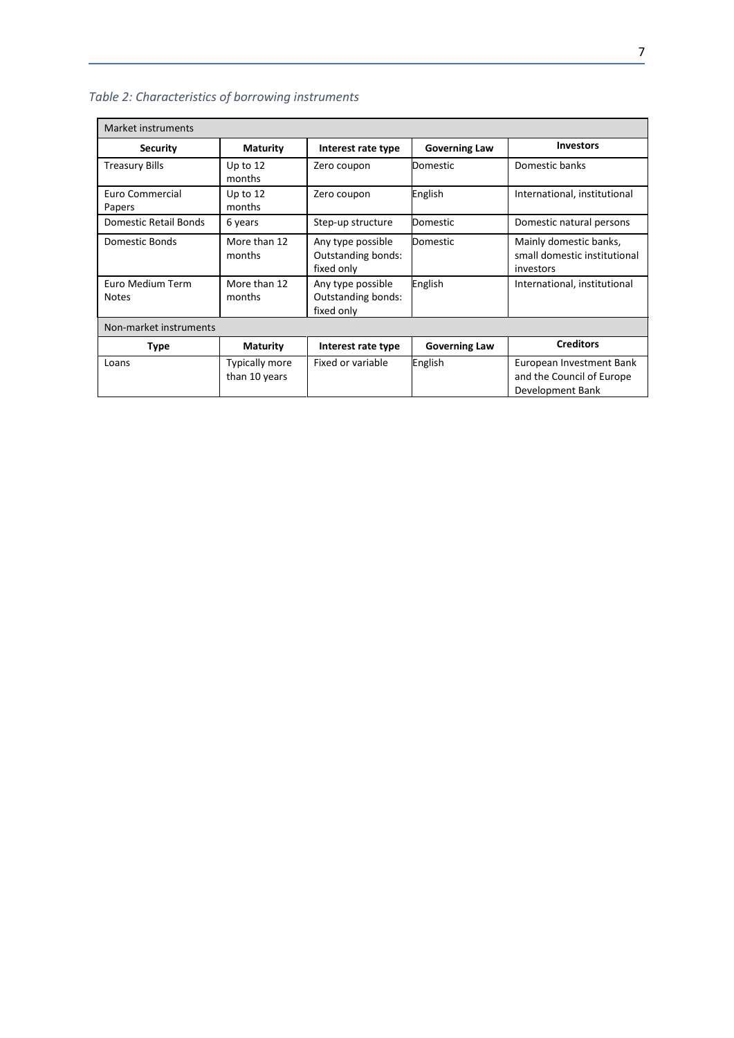*Table 2: Characteristics of borrowing instruments*

| Market instruments | | | | |
|---|---|---|---|---|
| **Security** | **Maturity** | **Interest rate type** | **Governing Law** | **Investors** |
| Treasury Bills | Up to 12 months | Zero coupon | Domestic | Domestic banks |
| Euro Commercial Papers | Up to 12 months | Zero coupon | English | International, institutional |
| Domestic Retail Bonds | 6 years | Step-up structure | Domestic | Domestic natural persons |
| Domestic Bonds | More than 12 months | Any type possible Outstanding bonds: fixed only | Domestic | Mainly domestic banks, small domestic institutional investors |
| Euro Medium Term Notes | More than 12 months | Any type possible Outstanding bonds: fixed only | English | International, institutional |
| Non-market instruments | | | | |
| **Type** | **Maturity** | **Interest rate type** | **Governing Law** | **Creditors** |
| Loans | Typically more than 10 years | Fixed or variable | English | European Investment Bank and the Council of Europe Development Bank |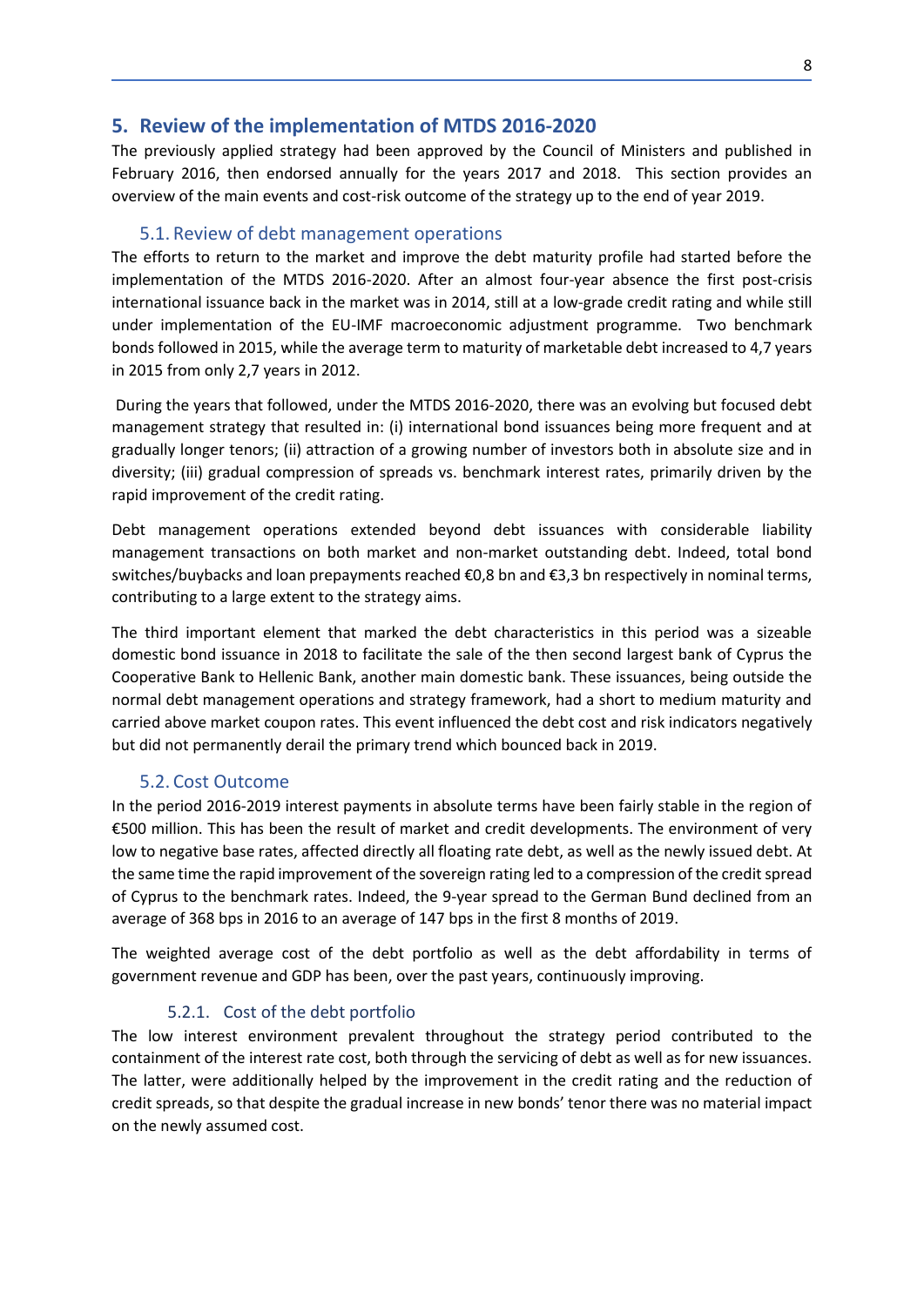## 5. Review of the implementation of MTDS 2016-2020

The previously applied strategy had been approved by the Council of Ministers and published in February 2016, then endorsed annually for the years 2017 and 2018. This section provides an overview of the main events and cost-risk outcome of the strategy up to the end of year 2019.

### 5.1. Review of debt management operations

The efforts to return to the market and improve the debt maturity profile had started before the implementation of the MTDS 2016-2020. After an almost four-year absence the first post-crisis international issuance back in the market was in 2014, still at a low-grade credit rating and while still under implementation of the EU-IMF macroeconomic adjustment programme. Two benchmark bonds followed in 2015, while the average term to maturity of marketable debt increased to 4,7 years in 2015 from only 2,7 years in 2012.

During the years that followed, under the MTDS 2016-2020, there was an evolving but focused debt management strategy that resulted in: (i) international bond issuances being more frequent and at gradually longer tenors; (ii) attraction of a growing number of investors both in absolute size and in diversity; (iii) gradual compression of spreads vs. benchmark interest rates, primarily driven by the rapid improvement of the credit rating.

Debt management operations extended beyond debt issuances with considerable liability management transactions on both market and non-market outstanding debt. Indeed, total bond switches/buybacks and loan prepayments reached €0,8 bn and €3,3 bn respectively in nominal terms, contributing to a large extent to the strategy aims.

The third important element that marked the debt characteristics in this period was a sizeable domestic bond issuance in 2018 to facilitate the sale of the then second largest bank of Cyprus the Cooperative Bank to Hellenic Bank, another main domestic bank. These issuances, being outside the normal debt management operations and strategy framework, had a short to medium maturity and carried above market coupon rates. This event influenced the debt cost and risk indicators negatively but did not permanently derail the primary trend which bounced back in 2019.

### 5.2. Cost Outcome

In the period 2016-2019 interest payments in absolute terms have been fairly stable in the region of €500 million. This has been the result of market and credit developments. The environment of very low to negative base rates, affected directly all floating rate debt, as well as the newly issued debt. At the same time the rapid improvement of the sovereign rating led to a compression of the credit spread of Cyprus to the benchmark rates. Indeed, the 9-year spread to the German Bund declined from an average of 368 bps in 2016 to an average of 147 bps in the first 8 months of 2019.

The weighted average cost of the debt portfolio as well as the debt affordability in terms of government revenue and GDP has been, over the past years, continuously improving.

#### 5.2.1. Cost of the debt portfolio

The low interest environment prevalent throughout the strategy period contributed to the containment of the interest rate cost, both through the servicing of debt as well as for new issuances. The latter, were additionally helped by the improvement in the credit rating and the reduction of credit spreads, so that despite the gradual increase in new bonds' tenor there was no material impact on the newly assumed cost.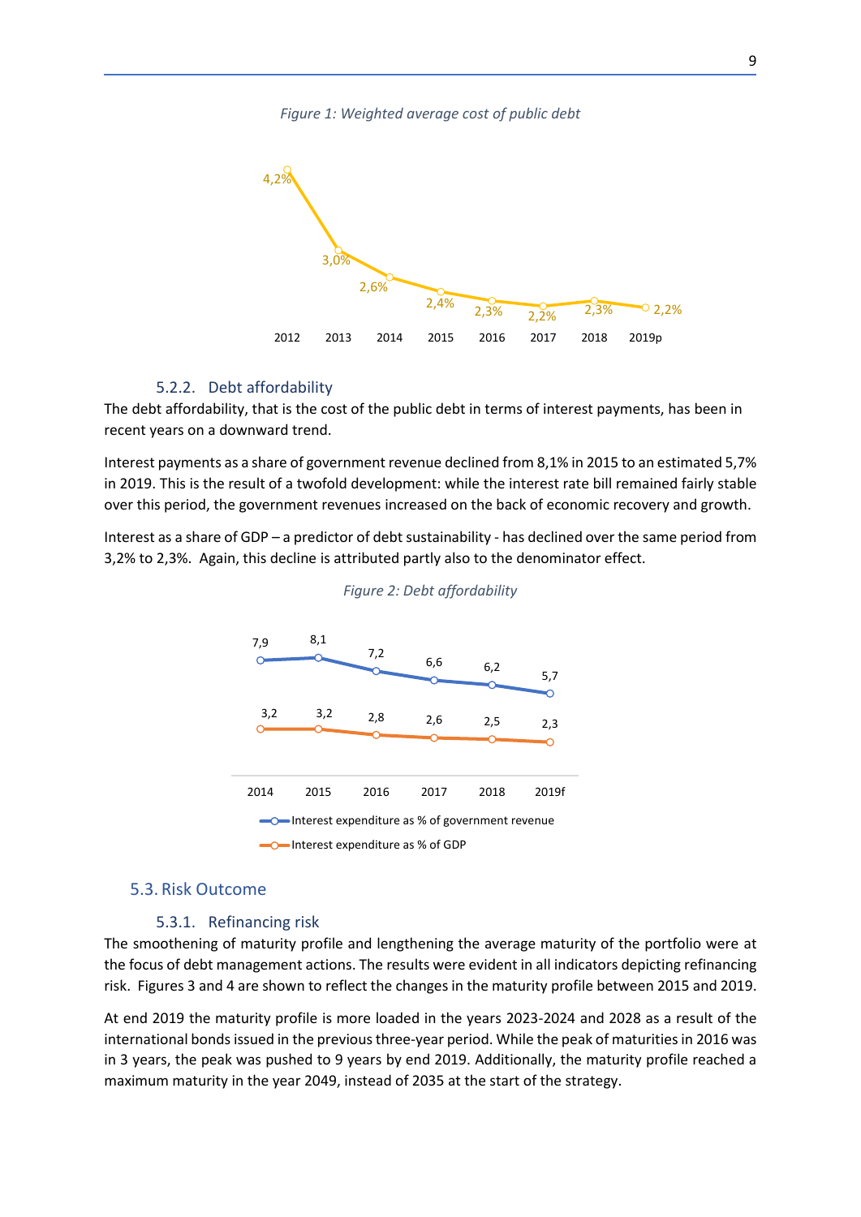*Figure 1: Weighted average cost of public debt*

| 2012 | 2013 | 2014 | 2015 | 2016 | 2017 | 2018 | 2019p |
|---|---|---|---|---|---|---|---|
| 4,2% | 3,0% | 2,6% | 2,4% | 2,3% | 2,2% | 2,3% | 2,2% |

### 5.2.2. Debt affordability

The debt affordability, that is the cost of the public debt in terms of interest payments, has been in recent years on a downward trend.

Interest payments as a share of government revenue declined from 8,1% in 2015 to an estimated 5,7% in 2019. This is the result of a twofold development: while the interest rate bill remained fairly stable over this period, the government revenues increased on the back of economic recovery and growth.

Interest as a share of GDP – a predictor of debt sustainability - has declined over the same period from 3,2% to 2,3%. Again, this decline is attributed partly also to the denominator effect.

*Figure 2: Debt affordability*

| | 2014 | 2015 | 2016 | 2017 | 2018 | 2019f |
|---|---|---|---|---|---|---|
| Interest expenditure as % of government revenue | 7,9 | 8,1 | 7,2 | 6,6 | 6,2 | 5,7 |
| Interest expenditure as % of GDP | 3,2 | 3,2 | 2,8 | 2,6 | 2,5 | 2,3 |

## 5.3. Risk Outcome

### 5.3.1. Refinancing risk

The smoothening of maturity profile and lengthening the average maturity of the portfolio were at the focus of debt management actions. The results were evident in all indicators depicting refinancing risk. Figures 3 and 4 are shown to reflect the changes in the maturity profile between 2015 and 2019.

At end 2019 the maturity profile is more loaded in the years 2023-2024 and 2028 as a result of the international bonds issued in the previous three-year period. While the peak of maturities in 2016 was in 3 years, the peak was pushed to 9 years by end 2019. Additionally, the maturity profile reached a maximum maturity in the year 2049, instead of 2035 at the start of the strategy.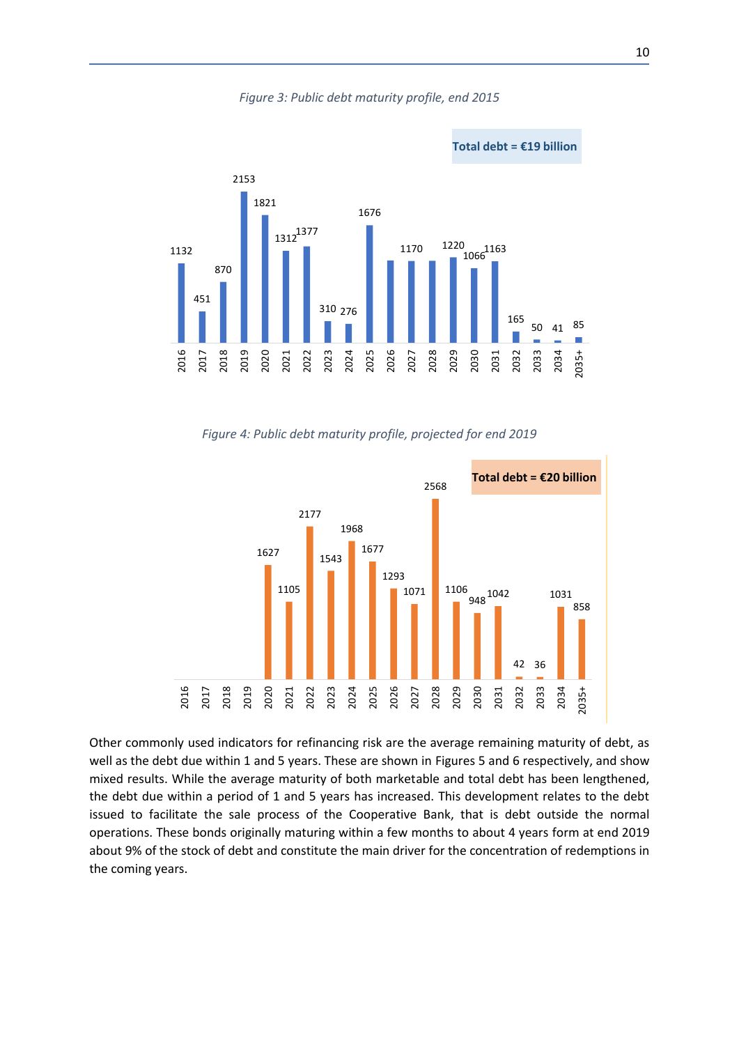*Figure 3: Public debt maturity profile, end 2015*

**Total debt = €19 billion**

| Year | 2016 | 2017 | 2018 | 2019 | 2020 | 2021 | 2022 | 2023 | 2024 | 2025 | 2026 | 2027 | 2028 | 2029 | 2030 | 2031 | 2032 | 2033 | 2034 | 2035+ |
|---|---|---|---|---|---|---|---|---|---|---|---|---|---|---|---|---|---|---|---|---|
| Debt maturing | 1132 | 451 | 870 | 2153 | 1821 | 1312 | 1377 | 310 | 276 | 1676 | | 1170 | | 1220 | 1066 | 1163 | 165 | 50 | 41 | 85 |

*Figure 4: Public debt maturity profile, projected for end 2019*

**Total debt = €20 billion**

| Year | 2016 | 2017 | 2018 | 2019 | 2020 | 2021 | 2022 | 2023 | 2024 | 2025 | 2026 | 2027 | 2028 | 2029 | 2030 | 2031 | 2032 | 2033 | 2034 | 2035+ |
|---|---|---|---|---|---|---|---|---|---|---|---|---|---|---|---|---|---|---|---|---|
| Debt maturing | | | | | 1627 | 1105 | 2177 | 1543 | 1968 | 1677 | 1293 | 1071 | 2568 | 1106 | 948 | 1042 | 42 | 36 | 1031 | 858 |

Other commonly used indicators for refinancing risk are the average remaining maturity of debt, as well as the debt due within 1 and 5 years. These are shown in Figures 5 and 6 respectively, and show mixed results. While the average maturity of both marketable and total debt has been lengthened, the debt due within a period of 1 and 5 years has increased. This development relates to the debt issued to facilitate the sale process of the Cooperative Bank, that is debt outside the normal operations. These bonds originally maturing within a few months to about 4 years form at end 2019 about 9% of the stock of debt and constitute the main driver for the concentration of redemptions in the coming years.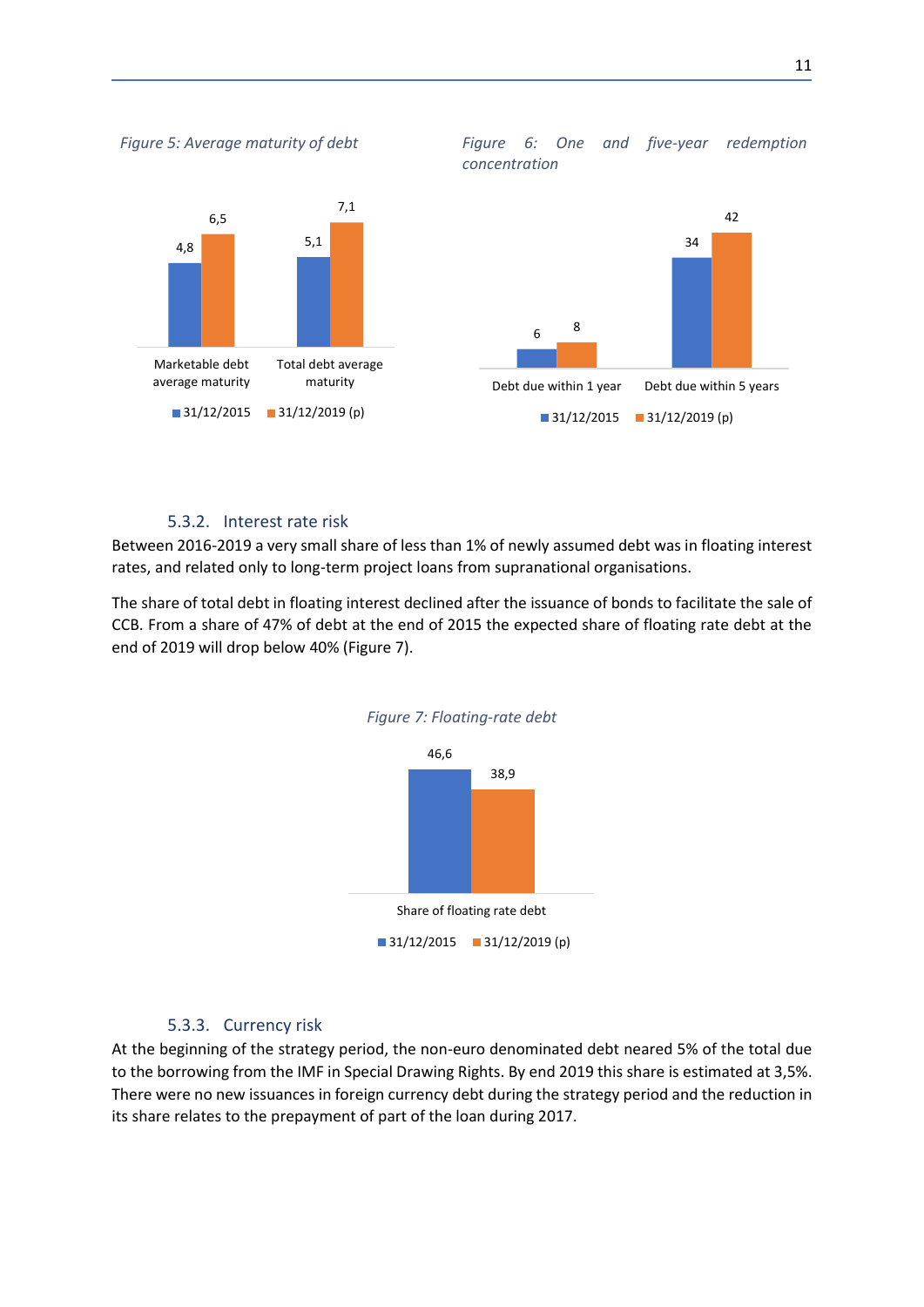*Figure 5: Average maturity of debt*

| | 31/12/2015 | 31/12/2019 (p) |
|---|---|---|
| Marketable debt average maturity | 4,8 | 6,5 |
| Total debt average maturity | 5,1 | 7,1 |

*Figure 6: One and five-year redemption concentration*

| | 31/12/2015 | 31/12/2019 (p) |
|---|---|---|
| Debt due within 1 year | 6 | 8 |
| Debt due within 5 years | 34 | 42 |

### 5.3.2. Interest rate risk

Between 2016-2019 a very small share of less than 1% of newly assumed debt was in floating interest rates, and related only to long-term project loans from supranational organisations.

The share of total debt in floating interest declined after the issuance of bonds to facilitate the sale of CCB. From a share of 47% of debt at the end of 2015 the expected share of floating rate debt at the end of 2019 will drop below 40% (Figure 7).

*Figure 7: Floating-rate debt*

| | 31/12/2015 | 31/12/2019 (p) |
|---|---|---|
| Share of floating rate debt | 46,6 | 38,9 |

### 5.3.3. Currency risk

At the beginning of the strategy period, the non-euro denominated debt neared 5% of the total due to the borrowing from the IMF in Special Drawing Rights. By end 2019 this share is estimated at 3,5%. There were no new issuances in foreign currency debt during the strategy period and the reduction in its share relates to the prepayment of part of the loan during 2017.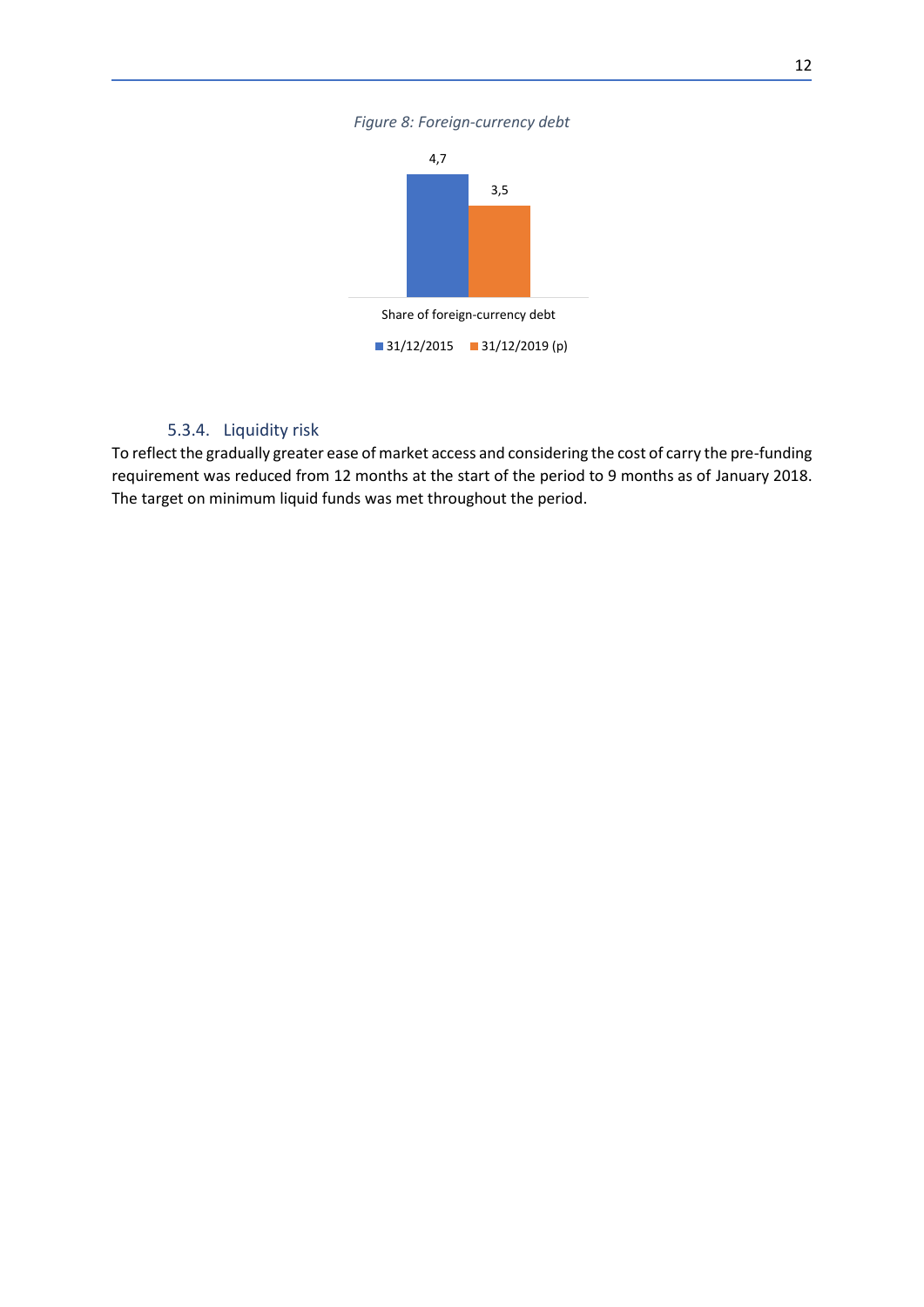*Figure 8: Foreign-currency debt*

| | 31/12/2015 | 31/12/2019 (p) |
|---|---|---|
| Share of foreign-currency debt | 4,7 | 3,5 |

### 5.3.4. Liquidity risk

To reflect the gradually greater ease of market access and considering the cost of carry the pre-funding requirement was reduced from 12 months at the start of the period to 9 months as of January 2018. The target on minimum liquid funds was met throughout the period.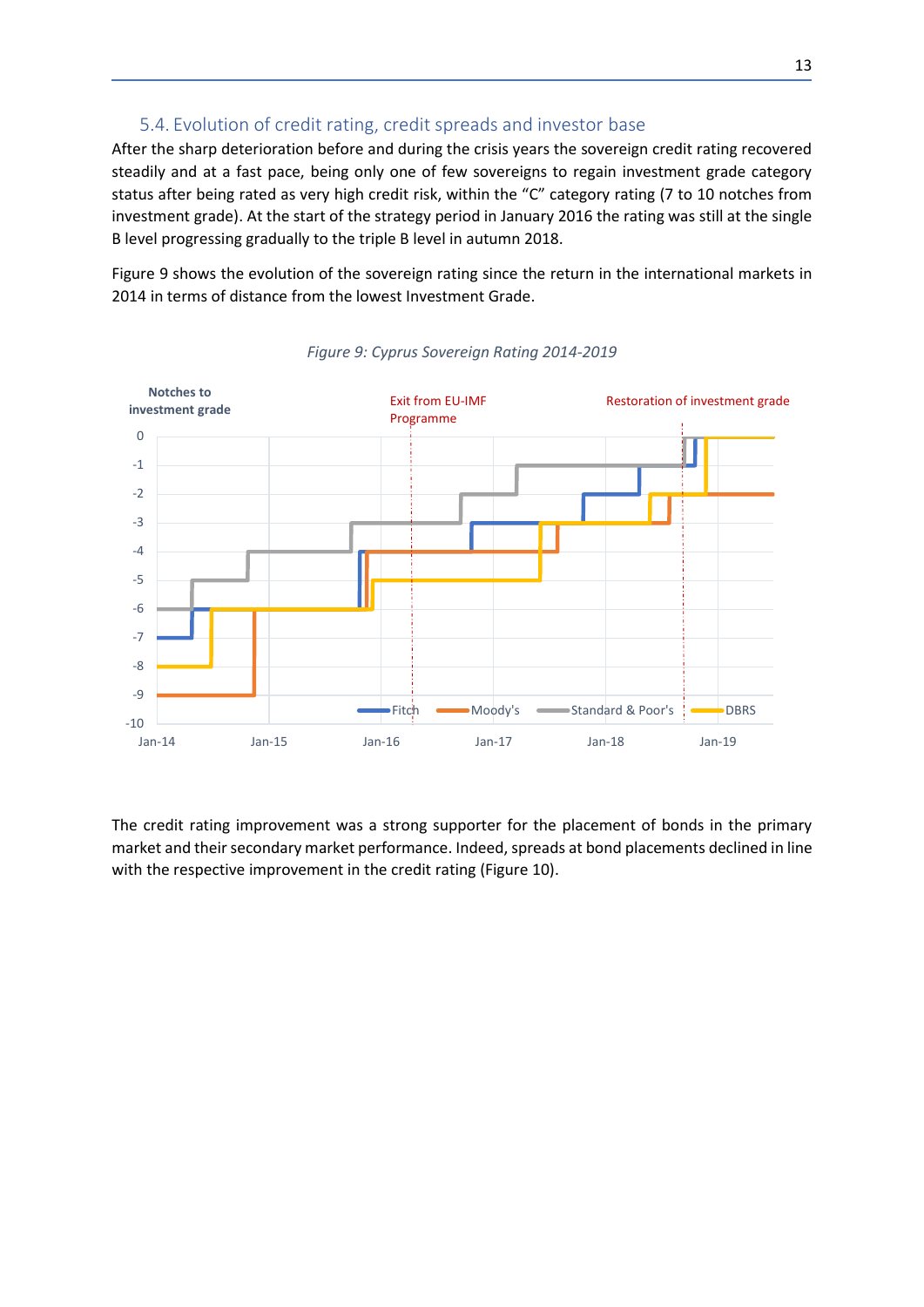### 5.4. Evolution of credit rating, credit spreads and investor base

After the sharp deterioration before and during the crisis years the sovereign credit rating recovered steadily and at a fast pace, being only one of few sovereigns to regain investment grade category status after being rated as very high credit risk, within the "C" category rating (7 to 10 notches from investment grade). At the start of the strategy period in January 2016 the rating was still at the single B level progressing gradually to the triple B level in autumn 2018.

Figure 9 shows the evolution of the sovereign rating since the return in the international markets in 2014 in terms of distance from the lowest Investment Grade.

*Figure 9: Cyprus Sovereign Rating 2014-2019*

The credit rating improvement was a strong supporter for the placement of bonds in the primary market and their secondary market performance. Indeed, spreads at bond placements declined in line with the respective improvement in the credit rating (Figure 10).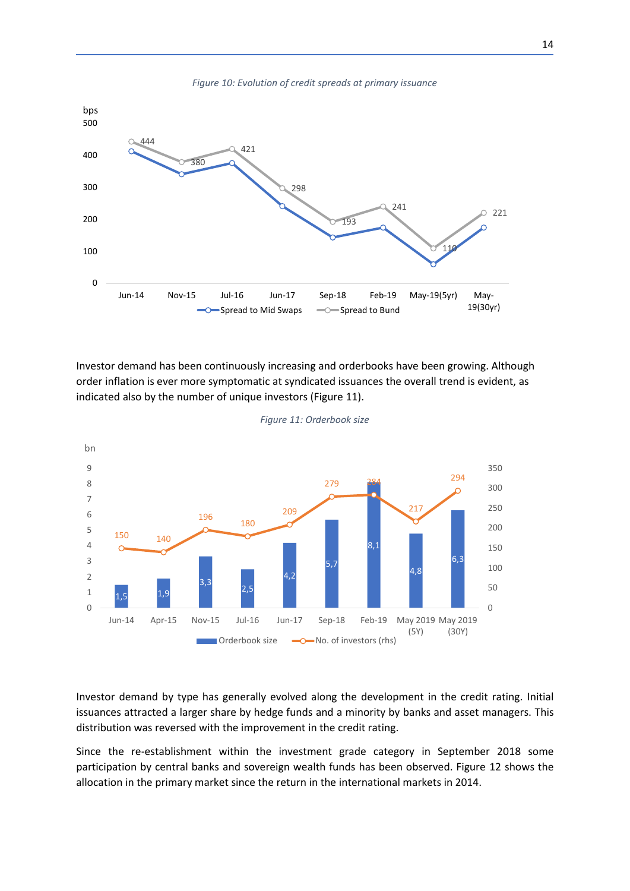*Figure 10: Evolution of credit spreads at primary issuance*

Investor demand has been continuously increasing and orderbooks have been growing. Although order inflation is ever more symptomatic at syndicated issuances the overall trend is evident, as indicated also by the number of unique investors (Figure 11).

*Figure 11: Orderbook size*

Investor demand by type has generally evolved along the development in the credit rating. Initial issuances attracted a larger share by hedge funds and a minority by banks and asset managers. This distribution was reversed with the improvement in the credit rating.

Since the re-establishment within the investment grade category in September 2018 some participation by central banks and sovereign wealth funds has been observed. Figure 12 shows the allocation in the primary market since the return in the international markets in 2014.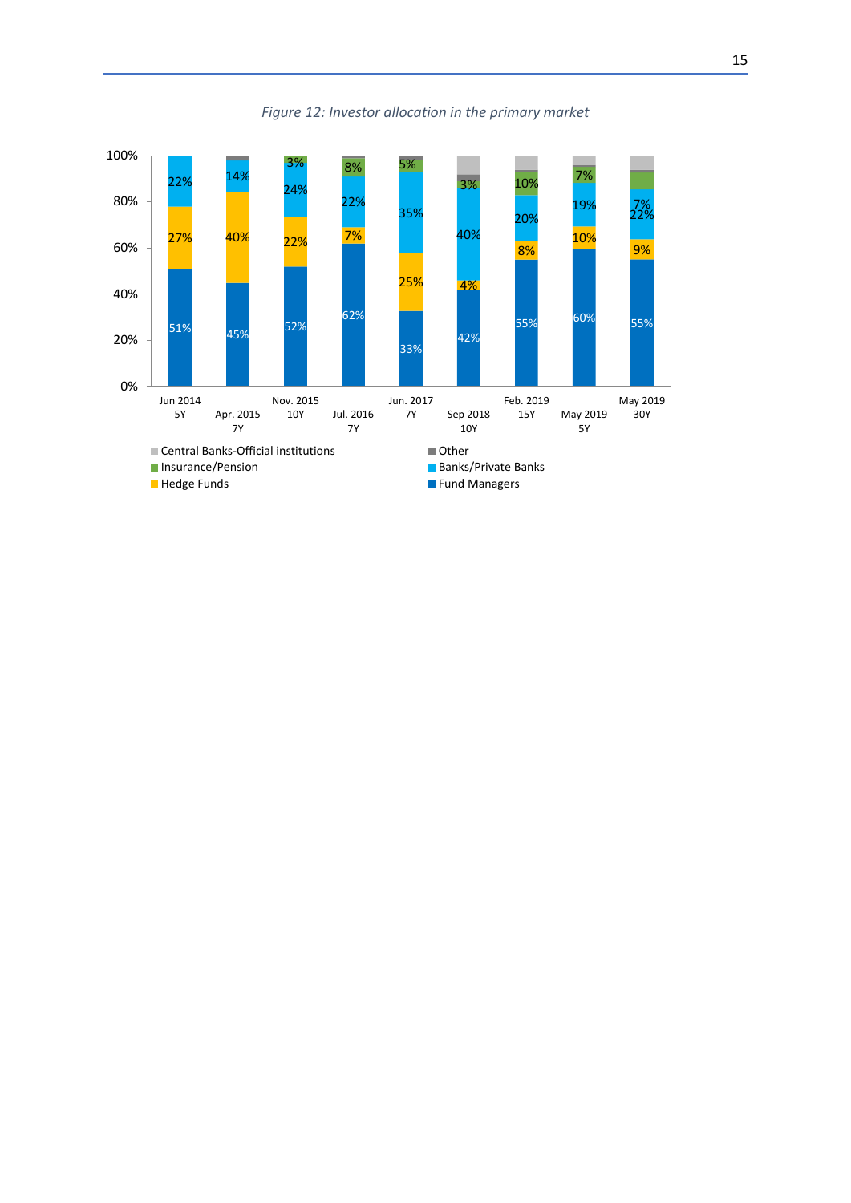*Figure 12: Investor allocation in the primary market*

| | Jun 2014 5Y | Apr. 2015 7Y | Nov. 2015 10Y | Jul. 2016 7Y | Jun. 2017 7Y | Sep 2018 10Y | Feb. 2019 15Y | May 2019 5Y | May 2019 30Y |
|---|---|---|---|---|---|---|---|---|---|
| Fund Managers | 51% | 45% | 52% | 62% | 33% | 42% | 55% | 60% | 55% |
| Hedge Funds | 27% | 40% | 22% | 7% | 25% | 4% | 8% | 10% | 9% |
| Banks/Private Banks | 22% | 14% | 24% | 22% | 35% | 40% | 20% | 19% | 22% |
| Insurance/Pension | | | 3% | 8% | 5% | 3% | 10% | 7% | 7% |
| Other | | | | | | | | | |
| Central Banks-Official institutions | | | | | | | | | |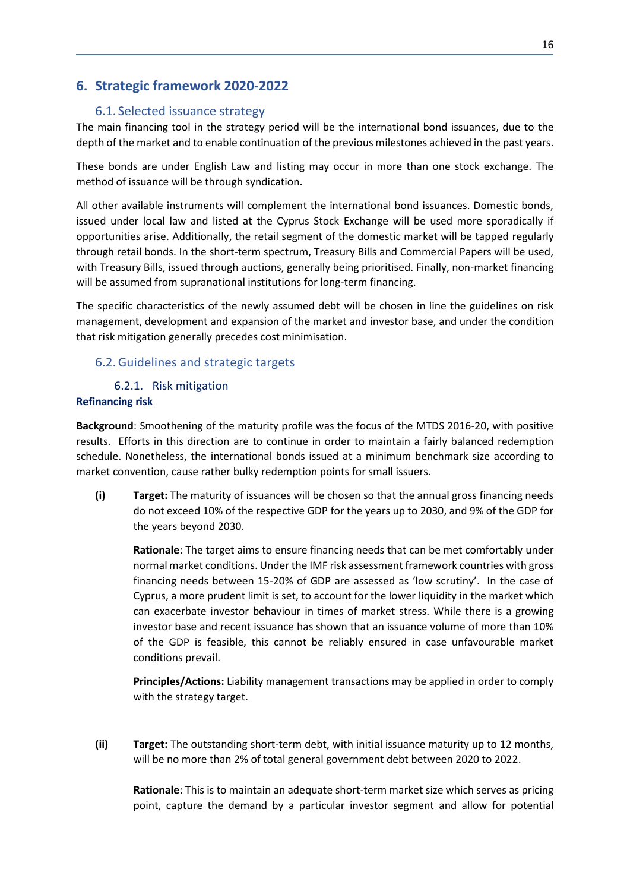## 6. Strategic framework 2020-2022

### 6.1. Selected issuance strategy

The main financing tool in the strategy period will be the international bond issuances, due to the depth of the market and to enable continuation of the previous milestones achieved in the past years.

These bonds are under English Law and listing may occur in more than one stock exchange. The method of issuance will be through syndication.

All other available instruments will complement the international bond issuances. Domestic bonds, issued under local law and listed at the Cyprus Stock Exchange will be used more sporadically if opportunities arise. Additionally, the retail segment of the domestic market will be tapped regularly through retail bonds. In the short-term spectrum, Treasury Bills and Commercial Papers will be used, with Treasury Bills, issued through auctions, generally being prioritised. Finally, non-market financing will be assumed from supranational institutions for long-term financing.

The specific characteristics of the newly assumed debt will be chosen in line the guidelines on risk management, development and expansion of the market and investor base, and under the condition that risk mitigation generally precedes cost minimisation.

### 6.2. Guidelines and strategic targets

#### 6.2.1. Risk mitigation

**Refinancing risk**

**Background**: Smoothening of the maturity profile was the focus of the MTDS 2016-20, with positive results. Efforts in this direction are to continue in order to maintain a fairly balanced redemption schedule. Nonetheless, the international bonds issued at a minimum benchmark size according to market convention, cause rather bulky redemption points for small issuers.

**(i)** **Target:** The maturity of issuances will be chosen so that the annual gross financing needs do not exceed 10% of the respective GDP for the years up to 2030, and 9% of the GDP for the years beyond 2030.

**Rationale**: The target aims to ensure financing needs that can be met comfortably under normal market conditions. Under the IMF risk assessment framework countries with gross financing needs between 15-20% of GDP are assessed as 'low scrutiny'. In the case of Cyprus, a more prudent limit is set, to account for the lower liquidity in the market which can exacerbate investor behaviour in times of market stress. While there is a growing investor base and recent issuance has shown that an issuance volume of more than 10% of the GDP is feasible, this cannot be reliably ensured in case unfavourable market conditions prevail.

**Principles/Actions:** Liability management transactions may be applied in order to comply with the strategy target.

**(ii)** **Target:** The outstanding short-term debt, with initial issuance maturity up to 12 months, will be no more than 2% of total general government debt between 2020 to 2022.

**Rationale**: This is to maintain an adequate short-term market size which serves as pricing point, capture the demand by a particular investor segment and allow for potential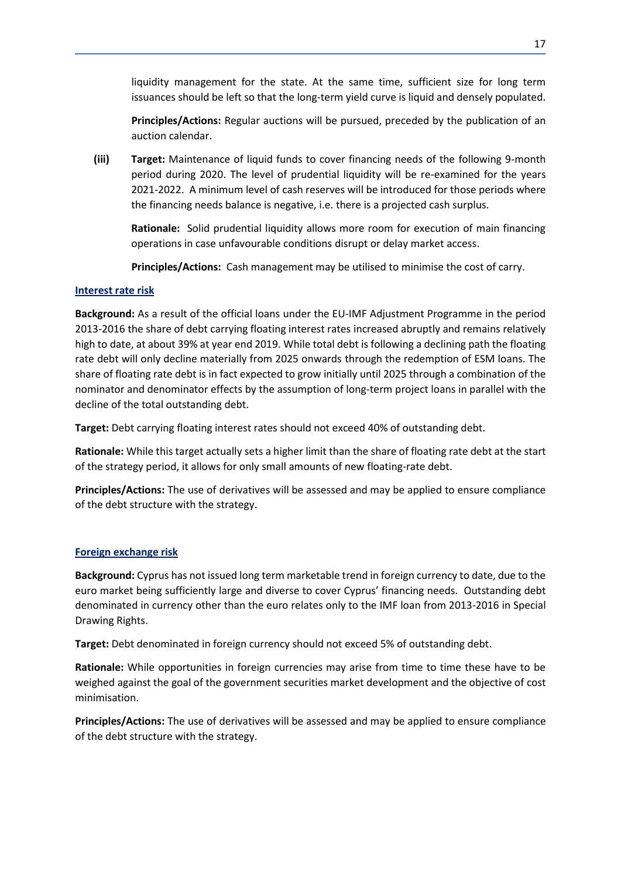liquidity management for the state. At the same time, sufficient size for long term issuances should be left so that the long-term yield curve is liquid and densely populated.

**Principles/Actions:** Regular auctions will be pursued, preceded by the publication of an auction calendar.

**(iii)** **Target:** Maintenance of liquid funds to cover financing needs of the following 9-month period during 2020. The level of prudential liquidity will be re-examined for the years 2021-2022. A minimum level of cash reserves will be introduced for those periods where the financing needs balance is negative, i.e. there is a projected cash surplus.

**Rationale:** Solid prudential liquidity allows more room for execution of main financing operations in case unfavourable conditions disrupt or delay market access.

**Principles/Actions:** Cash management may be utilised to minimise the cost of carry.

**Interest rate risk**

**Background:** As a result of the official loans under the EU-IMF Adjustment Programme in the period 2013-2016 the share of debt carrying floating interest rates increased abruptly and remains relatively high to date, at about 39% at year end 2019. While total debt is following a declining path the floating rate debt will only decline materially from 2025 onwards through the redemption of ESM loans. The share of floating rate debt is in fact expected to grow initially until 2025 through a combination of the nominator and denominator effects by the assumption of long-term project loans in parallel with the decline of the total outstanding debt.

**Target:** Debt carrying floating interest rates should not exceed 40% of outstanding debt.

**Rationale:** While this target actually sets a higher limit than the share of floating rate debt at the start of the strategy period, it allows for only small amounts of new floating-rate debt.

**Principles/Actions:** The use of derivatives will be assessed and may be applied to ensure compliance of the debt structure with the strategy.

**Foreign exchange risk**

**Background:** Cyprus has not issued long term marketable trend in foreign currency to date, due to the euro market being sufficiently large and diverse to cover Cyprus' financing needs. Outstanding debt denominated in currency other than the euro relates only to the IMF loan from 2013-2016 in Special Drawing Rights.

**Target:** Debt denominated in foreign currency should not exceed 5% of outstanding debt.

**Rationale:** While opportunities in foreign currencies may arise from time to time these have to be weighed against the goal of the government securities market development and the objective of cost minimisation.

**Principles/Actions:** The use of derivatives will be assessed and may be applied to ensure compliance of the debt structure with the strategy.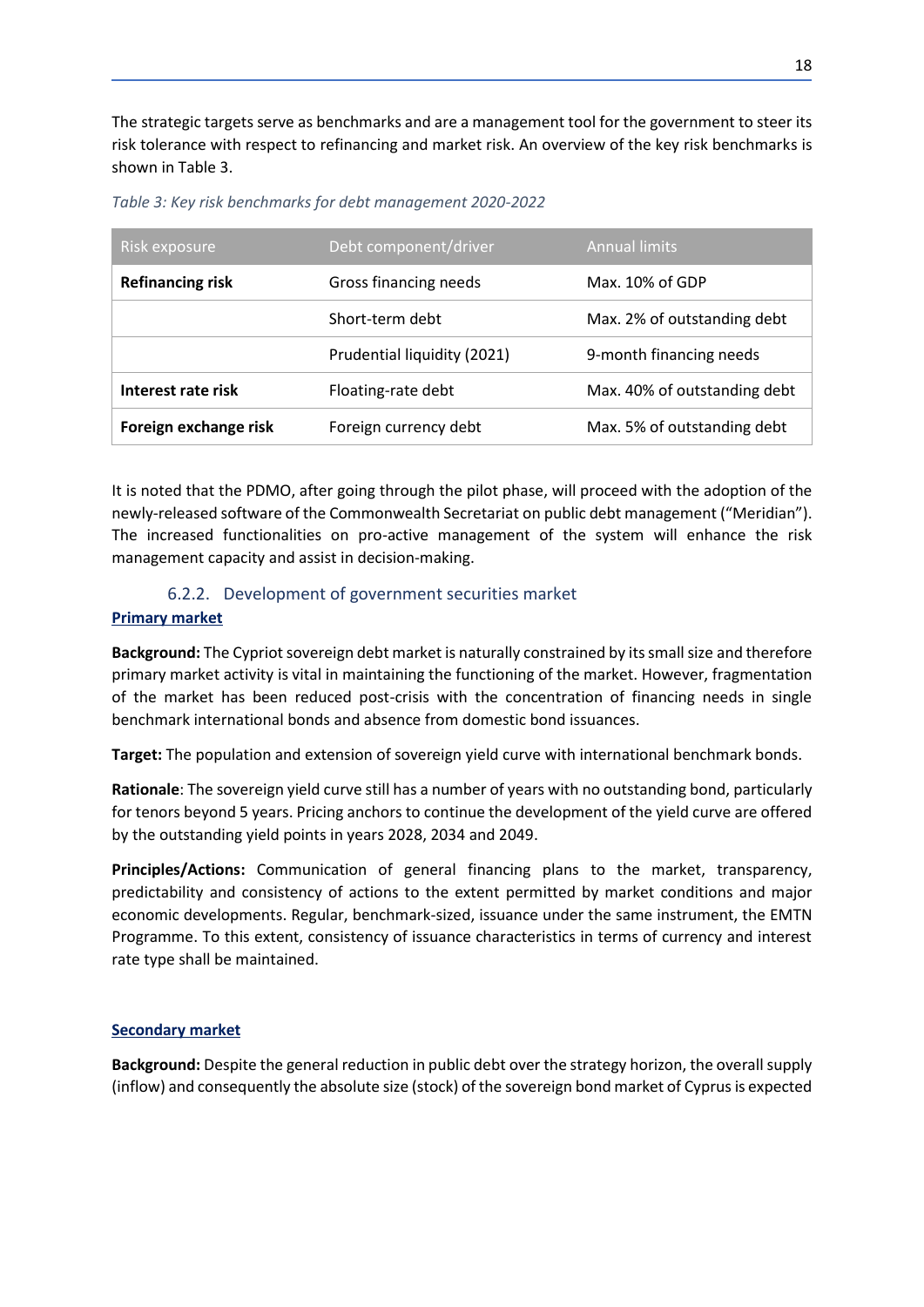The strategic targets serve as benchmarks and are a management tool for the government to steer its risk tolerance with respect to refinancing and market risk. An overview of the key risk benchmarks is shown in Table 3.

*Table 3: Key risk benchmarks for debt management 2020-2022*

| Risk exposure | Debt component/driver | Annual limits |
|---|---|---|
| **Refinancing risk** | Gross financing needs | Max. 10% of GDP |
| | Short-term debt | Max. 2% of outstanding debt |
| | Prudential liquidity (2021) | 9-month financing needs |
| **Interest rate risk** | Floating-rate debt | Max. 40% of outstanding debt |
| **Foreign exchange risk** | Foreign currency debt | Max. 5% of outstanding debt |

It is noted that the PDMO, after going through the pilot phase, will proceed with the adoption of the newly-released software of the Commonwealth Secretariat on public debt management ("Meridian"). The increased functionalities on pro-active management of the system will enhance the risk management capacity and assist in decision-making.

### 6.2.2. Development of government securities market

**Primary market**

**Background:** The Cypriot sovereign debt market is naturally constrained by its small size and therefore primary market activity is vital in maintaining the functioning of the market. However, fragmentation of the market has been reduced post-crisis with the concentration of financing needs in single benchmark international bonds and absence from domestic bond issuances.

**Target:** The population and extension of sovereign yield curve with international benchmark bonds.

**Rationale**: The sovereign yield curve still has a number of years with no outstanding bond, particularly for tenors beyond 5 years. Pricing anchors to continue the development of the yield curve are offered by the outstanding yield points in years 2028, 2034 and 2049.

**Principles/Actions:** Communication of general financing plans to the market, transparency, predictability and consistency of actions to the extent permitted by market conditions and major economic developments. Regular, benchmark-sized, issuance under the same instrument, the EMTN Programme. To this extent, consistency of issuance characteristics in terms of currency and interest rate type shall be maintained.

**Secondary market**

**Background:** Despite the general reduction in public debt over the strategy horizon, the overall supply (inflow) and consequently the absolute size (stock) of the sovereign bond market of Cyprus is expected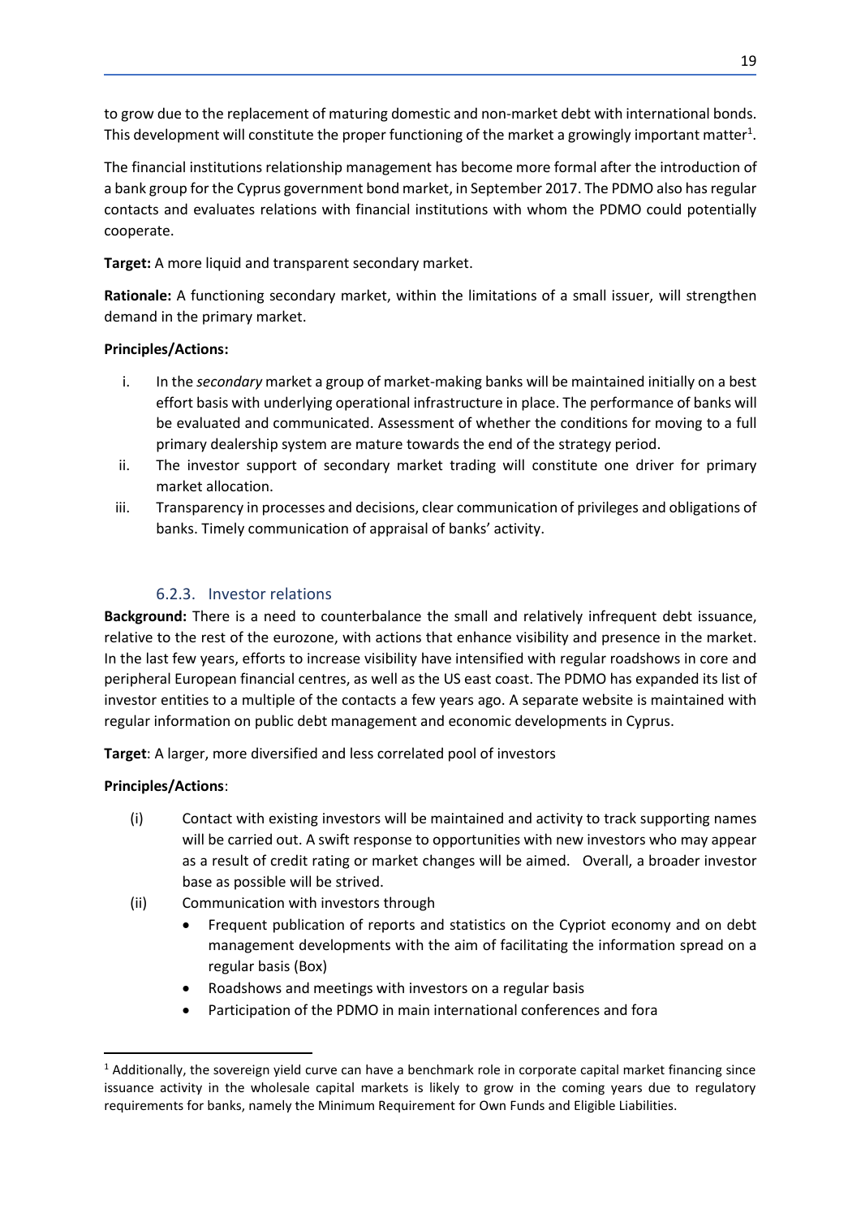to grow due to the replacement of maturing domestic and non-market debt with international bonds. This development will constitute the proper functioning of the market a growingly important matter[1].

The financial institutions relationship management has become more formal after the introduction of a bank group for the Cyprus government bond market, in September 2017. The PDMO also has regular contacts and evaluates relations with financial institutions with whom the PDMO could potentially cooperate.

**Target:** A more liquid and transparent secondary market.

**Rationale:** A functioning secondary market, within the limitations of a small issuer, will strengthen demand in the primary market.

**Principles/Actions:**

i. In the *secondary* market a group of market-making banks will be maintained initially on a best effort basis with underlying operational infrastructure in place. The performance of banks will be evaluated and communicated. Assessment of whether the conditions for moving to a full primary dealership system are mature towards the end of the strategy period.

ii. The investor support of secondary market trading will constitute one driver for primary market allocation.

iii. Transparency in processes and decisions, clear communication of privileges and obligations of banks. Timely communication of appraisal of banks' activity.

### 6.2.3. Investor relations

**Background:** There is a need to counterbalance the small and relatively infrequent debt issuance, relative to the rest of the eurozone, with actions that enhance visibility and presence in the market. In the last few years, efforts to increase visibility have intensified with regular roadshows in core and peripheral European financial centres, as well as the US east coast. The PDMO has expanded its list of investor entities to a multiple of the contacts a few years ago. A separate website is maintained with regular information on public debt management and economic developments in Cyprus.

**Target**: A larger, more diversified and less correlated pool of investors

**Principles/Actions**:

(i) Contact with existing investors will be maintained and activity to track supporting names will be carried out. A swift response to opportunities with new investors who may appear as a result of credit rating or market changes will be aimed. Overall, a broader investor base as possible will be strived.

(ii) Communication with investors through
- Frequent publication of reports and statistics on the Cypriot economy and on debt management developments with the aim of facilitating the information spread on a regular basis (Box)
- Roadshows and meetings with investors on a regular basis
- Participation of the PDMO in main international conferences and fora

---

[1] Additionally, the sovereign yield curve can have a benchmark role in corporate capital market financing since issuance activity in the wholesale capital markets is likely to grow in the coming years due to regulatory requirements for banks, namely the Minimum Requirement for Own Funds and Eligible Liabilities.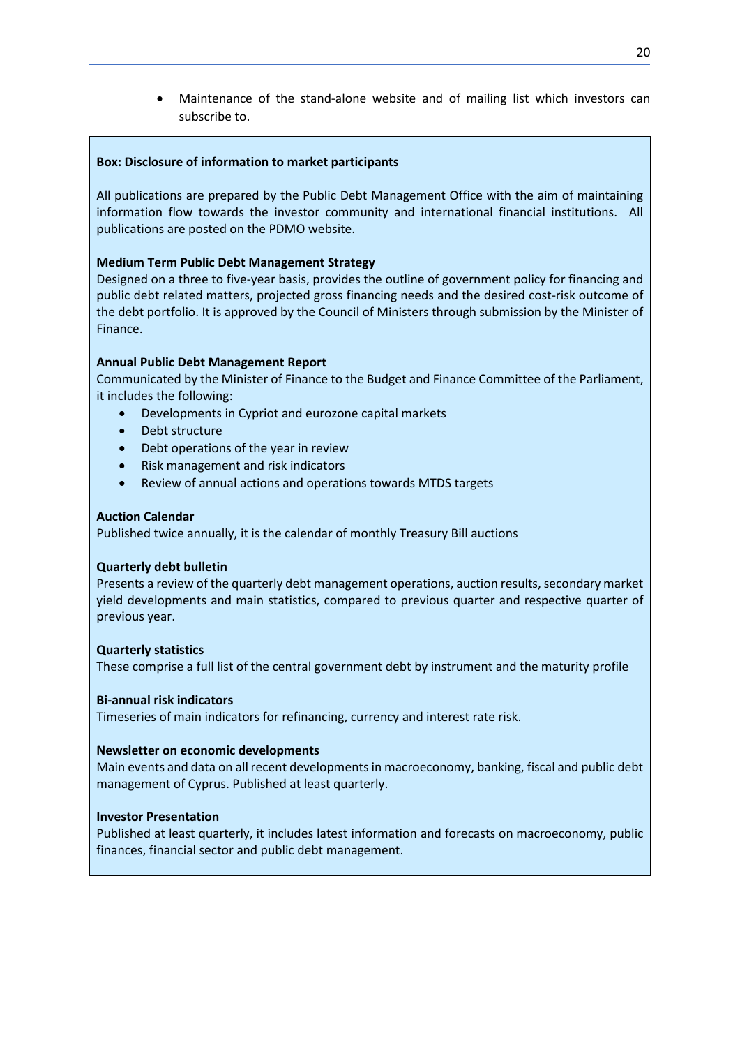- Maintenance of the stand-alone website and of mailing list which investors can subscribe to.

**Box: Disclosure of information to market participants**

All publications are prepared by the Public Debt Management Office with the aim of maintaining information flow towards the investor community and international financial institutions. All publications are posted on the PDMO website.

**Medium Term Public Debt Management Strategy**

Designed on a three to five-year basis, provides the outline of government policy for financing and public debt related matters, projected gross financing needs and the desired cost-risk outcome of the debt portfolio. It is approved by the Council of Ministers through submission by the Minister of Finance.

**Annual Public Debt Management Report**

Communicated by the Minister of Finance to the Budget and Finance Committee of the Parliament, it includes the following:

- Developments in Cypriot and eurozone capital markets
- Debt structure
- Debt operations of the year in review
- Risk management and risk indicators
- Review of annual actions and operations towards MTDS targets

**Auction Calendar**

Published twice annually, it is the calendar of monthly Treasury Bill auctions

**Quarterly debt bulletin**

Presents a review of the quarterly debt management operations, auction results, secondary market yield developments and main statistics, compared to previous quarter and respective quarter of previous year.

**Quarterly statistics**

These comprise a full list of the central government debt by instrument and the maturity profile

**Bi-annual risk indicators**

Timeseries of main indicators for refinancing, currency and interest rate risk.

**Newsletter on economic developments**

Main events and data on all recent developments in macroeconomy, banking, fiscal and public debt management of Cyprus. Published at least quarterly.

**Investor Presentation**

Published at least quarterly, it includes latest information and forecasts on macroeconomy, public finances, financial sector and public debt management.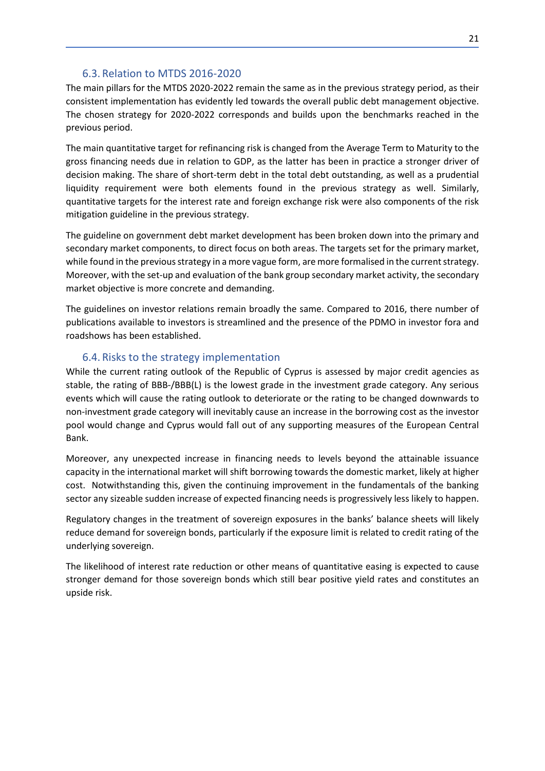## 6.3. Relation to MTDS 2016-2020

The main pillars for the MTDS 2020-2022 remain the same as in the previous strategy period, as their consistent implementation has evidently led towards the overall public debt management objective. The chosen strategy for 2020-2022 corresponds and builds upon the benchmarks reached in the previous period.

The main quantitative target for refinancing risk is changed from the Average Term to Maturity to the gross financing needs due in relation to GDP, as the latter has been in practice a stronger driver of decision making. The share of short-term debt in the total debt outstanding, as well as a prudential liquidity requirement were both elements found in the previous strategy as well. Similarly, quantitative targets for the interest rate and foreign exchange risk were also components of the risk mitigation guideline in the previous strategy.

The guideline on government debt market development has been broken down into the primary and secondary market components, to direct focus on both areas. The targets set for the primary market, while found in the previous strategy in a more vague form, are more formalised in the current strategy. Moreover, with the set-up and evaluation of the bank group secondary market activity, the secondary market objective is more concrete and demanding.

The guidelines on investor relations remain broadly the same. Compared to 2016, there number of publications available to investors is streamlined and the presence of the PDMO in investor fora and roadshows has been established.

## 6.4. Risks to the strategy implementation

While the current rating outlook of the Republic of Cyprus is assessed by major credit agencies as stable, the rating of BBB-/BBB(L) is the lowest grade in the investment grade category. Any serious events which will cause the rating outlook to deteriorate or the rating to be changed downwards to non-investment grade category will inevitably cause an increase in the borrowing cost as the investor pool would change and Cyprus would fall out of any supporting measures of the European Central Bank.

Moreover, any unexpected increase in financing needs to levels beyond the attainable issuance capacity in the international market will shift borrowing towards the domestic market, likely at higher cost. Notwithstanding this, given the continuing improvement in the fundamentals of the banking sector any sizeable sudden increase of expected financing needs is progressively less likely to happen.

Regulatory changes in the treatment of sovereign exposures in the banks' balance sheets will likely reduce demand for sovereign bonds, particularly if the exposure limit is related to credit rating of the underlying sovereign.

The likelihood of interest rate reduction or other means of quantitative easing is expected to cause stronger demand for those sovereign bonds which still bear positive yield rates and constitutes an upside risk.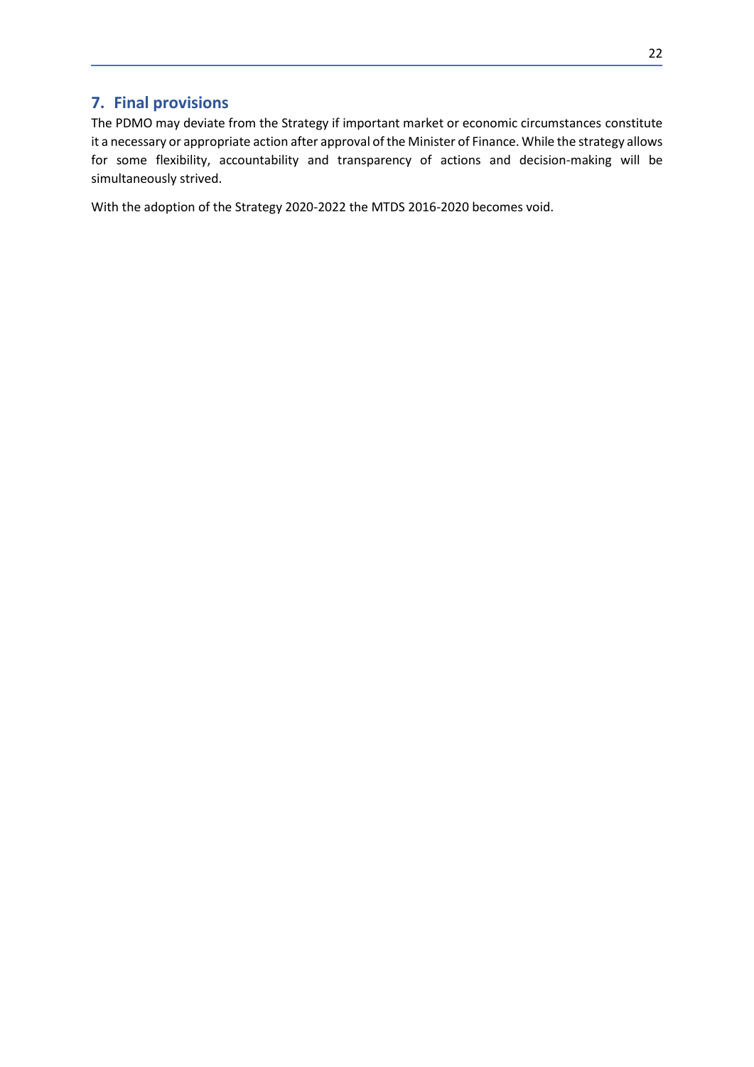## 7. Final provisions

The PDMO may deviate from the Strategy if important market or economic circumstances constitute it a necessary or appropriate action after approval of the Minister of Finance. While the strategy allows for some flexibility, accountability and transparency of actions and decision-making will be simultaneously strived.

With the adoption of the Strategy 2020-2022 the MTDS 2016-2020 becomes void.